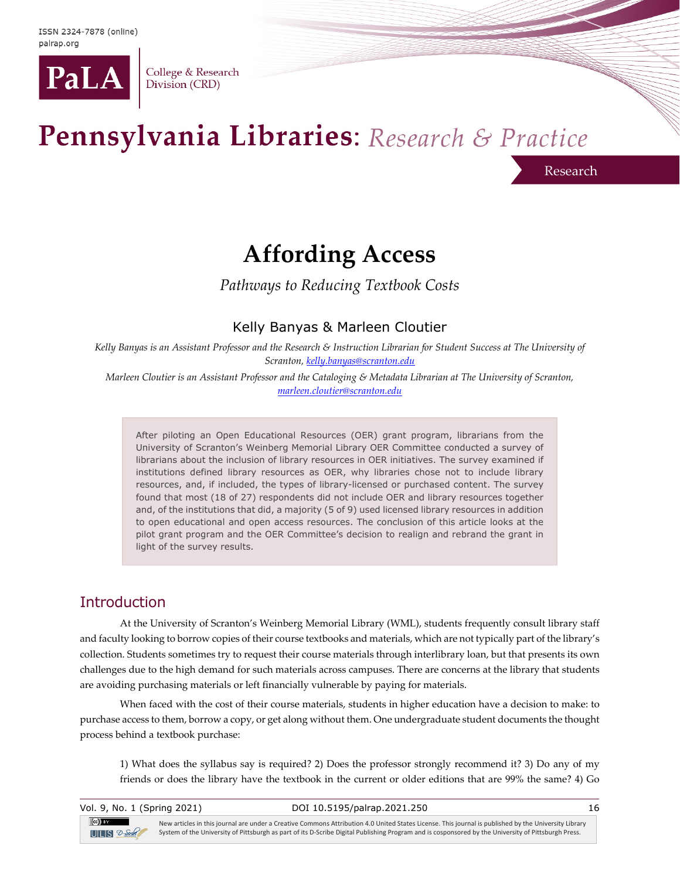# Affording Access

*Pathways to Reducing Textbook Costs*

Kelly Banyas & Marleen Cloutier

*Kelly Banyas is an Assistant Professor and the Research & Instruction Librarian for Student Success at The University of Scranton, kelly.banyas@scranton.edu*

*Marleen Cloutier is an Assistant Professor and the Cataloging & Metadata Librarian at The University of Scranton, marleen.cloutier@scranton.edu*

After piloting an Open Educational Resources (OER) grant program, librarians from the University of Scranton's Weinberg Memorial Library OER Committee conducted a survey of librarians about the inclusion of library resources in OER initiatives. The survey examined if institutions defined library resources as OER, why libraries chose not to include library resources, and, if included, the types of library-licensed or purchased content. The survey found that most (18 of 27) respondents did not include OER and library resources together and, of the institutions that did, a majority (5 of 9) used licensed library resources in addition to open educational and open access resources. The conclusion of this article looks at the pilot grant program and the OER Committee's decision to realign and rebrand the grant in light of the survey results.

## Introduction

At the University of Scranton's Weinberg Memorial Library (WML), students frequently consult library staff and faculty looking to borrow copies of their course textbooks and materials, which are not typically part of the library's collection. Students sometimes try to request their course materials through interlibrary loan, but that presents its own challenges due to the high demand for such materials across campuses. There are concerns at the library that students are avoiding purchasing materials or left financially vulnerable by paying for materials.

When faced with the cost of their course materials, students in higher education have a decision to make: to purchase access to them, borrow a copy, or get along without them. One undergraduate student documents the thought process behind a textbook purchase:

> 1) What does the syllabus say is required? 2) Does the professor strongly recommend it? 3) Do any of my friends or does the library have the textbook in the current or older editions that are 99% the same? 4) Go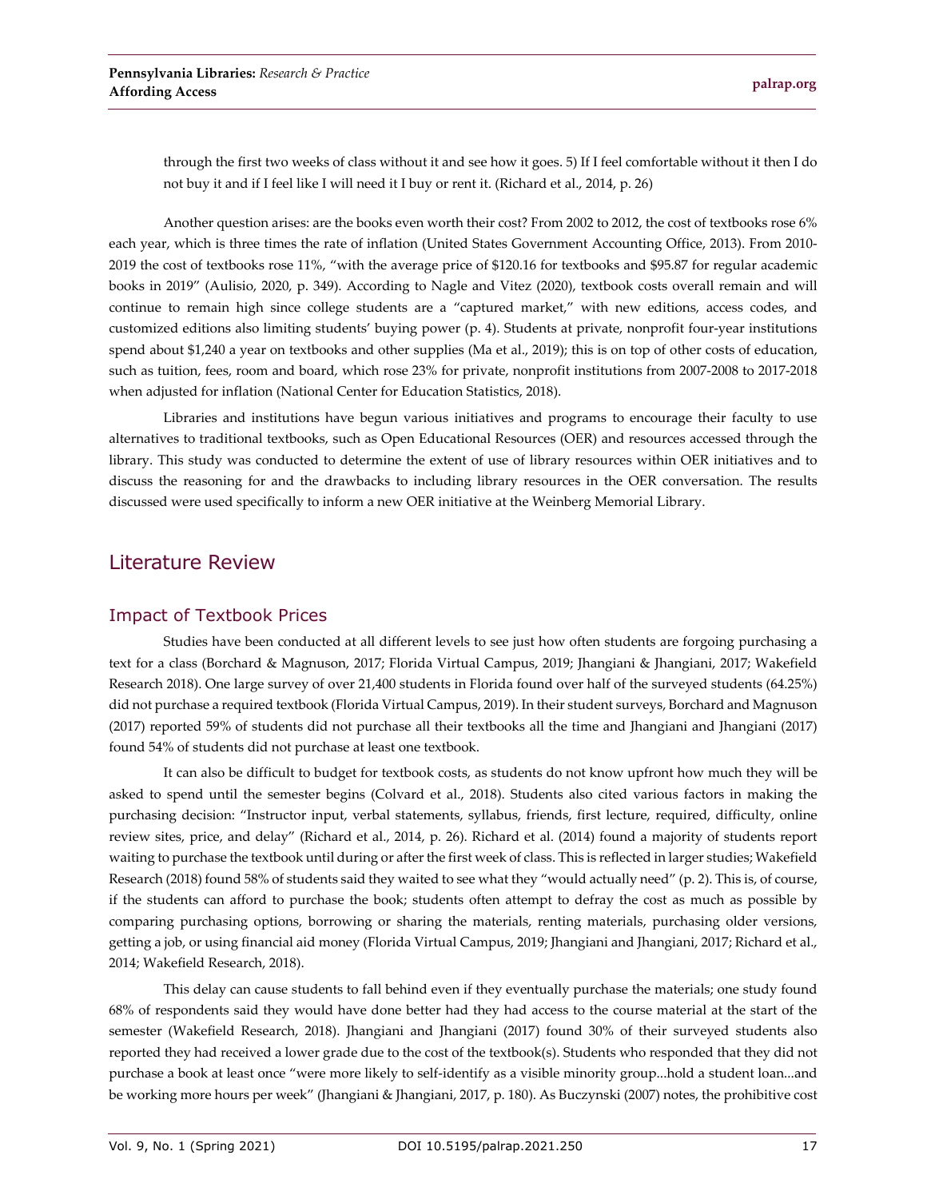> through the first two weeks of class without it and see how it goes. 5) If I feel comfortable without it then I do not buy it and if I feel like I will need it I buy or rent it. (Richard et al., 2014, p. 26)

Another question arises: are the books even worth their cost? From 2002 to 2012, the cost of textbooks rose 6% each year, which is three times the rate of inflation (United States Government Accounting Office, 2013). From 2010-2019 the cost of textbooks rose 11%, "with the average price of $120.16 for textbooks and $95.87 for regular academic books in 2019" (Aulisio, 2020, p. 349). According to Nagle and Vitez (2020), textbook costs overall remain and will continue to remain high since college students are a "captured market," with new editions, access codes, and customized editions also limiting students' buying power (p. 4). Students at private, nonprofit four-year institutions spend about $1,240 a year on textbooks and other supplies (Ma et al., 2019); this is on top of other costs of education, such as tuition, fees, room and board, which rose 23% for private, nonprofit institutions from 2007-2008 to 2017-2018 when adjusted for inflation (National Center for Education Statistics, 2018).

Libraries and institutions have begun various initiatives and programs to encourage their faculty to use alternatives to traditional textbooks, such as Open Educational Resources (OER) and resources accessed through the library. This study was conducted to determine the extent of use of library resources within OER initiatives and to discuss the reasoning for and the drawbacks to including library resources in the OER conversation. The results discussed were used specifically to inform a new OER initiative at the Weinberg Memorial Library.

## Literature Review

### Impact of Textbook Prices

Studies have been conducted at all different levels to see just how often students are forgoing purchasing a text for a class (Borchard & Magnuson, 2017; Florida Virtual Campus, 2019; Jhangiani & Jhangiani, 2017; Wakefield Research 2018). One large survey of over 21,400 students in Florida found over half of the surveyed students (64.25%) did not purchase a required textbook (Florida Virtual Campus, 2019). In their student surveys, Borchard and Magnuson (2017) reported 59% of students did not purchase all their textbooks all the time and Jhangiani and Jhangiani (2017) found 54% of students did not purchase at least one textbook.

It can also be difficult to budget for textbook costs, as students do not know upfront how much they will be asked to spend until the semester begins (Colvard et al., 2018). Students also cited various factors in making the purchasing decision: "Instructor input, verbal statements, syllabus, friends, first lecture, required, difficulty, online review sites, price, and delay" (Richard et al., 2014, p. 26). Richard et al. (2014) found a majority of students report waiting to purchase the textbook until during or after the first week of class. This is reflected in larger studies; Wakefield Research (2018) found 58% of students said they waited to see what they "would actually need" (p. 2). This is, of course, if the students can afford to purchase the book; students often attempt to defray the cost as much as possible by comparing purchasing options, borrowing or sharing the materials, renting materials, purchasing older versions, getting a job, or using financial aid money (Florida Virtual Campus, 2019; Jhangiani and Jhangiani, 2017; Richard et al., 2014; Wakefield Research, 2018).

This delay can cause students to fall behind even if they eventually purchase the materials; one study found 68% of respondents said they would have done better had they had access to the course material at the start of the semester (Wakefield Research, 2018). Jhangiani and Jhangiani (2017) found 30% of their surveyed students also reported they had received a lower grade due to the cost of the textbook(s). Students who responded that they did not purchase a book at least once "were more likely to self-identify as a visible minority group...hold a student loan...and be working more hours per week" (Jhangiani & Jhangiani, 2017, p. 180). As Buczynski (2007) notes, the prohibitive cost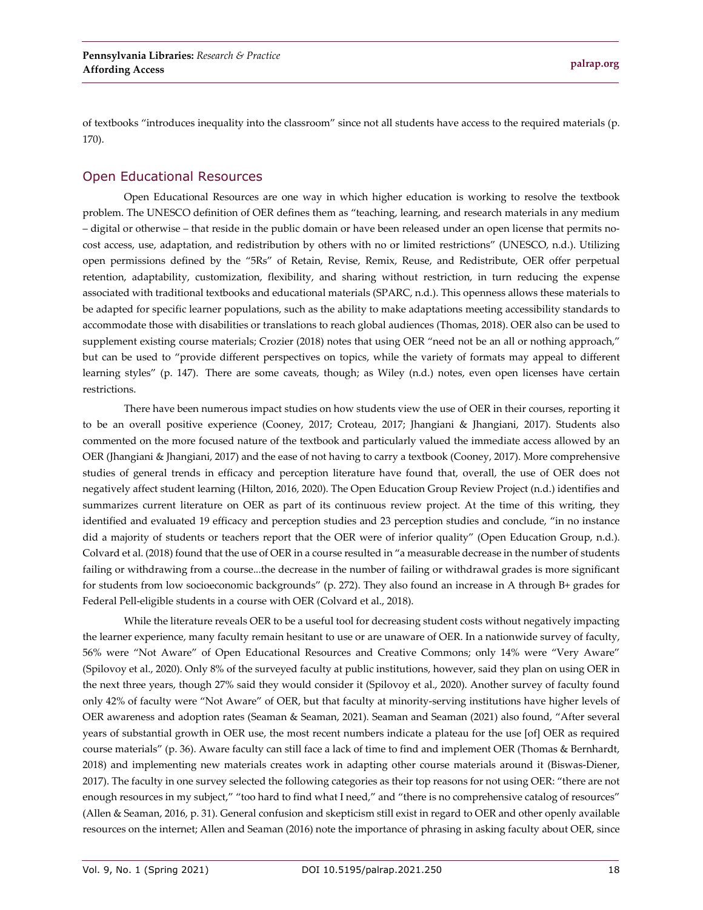of textbooks "introduces inequality into the classroom" since not all students have access to the required materials (p. 170).

## Open Educational Resources

Open Educational Resources are one way in which higher education is working to resolve the textbook problem. The UNESCO definition of OER defines them as "teaching, learning, and research materials in any medium – digital or otherwise – that reside in the public domain or have been released under an open license that permits no-cost access, use, adaptation, and redistribution by others with no or limited restrictions" (UNESCO, n.d.). Utilizing open permissions defined by the "5Rs" of Retain, Revise, Remix, Reuse, and Redistribute, OER offer perpetual retention, adaptability, customization, flexibility, and sharing without restriction, in turn reducing the expense associated with traditional textbooks and educational materials (SPARC, n.d.). This openness allows these materials to be adapted for specific learner populations, such as the ability to make adaptations meeting accessibility standards to accommodate those with disabilities or translations to reach global audiences (Thomas, 2018). OER also can be used to supplement existing course materials; Crozier (2018) notes that using OER "need not be an all or nothing approach," but can be used to "provide different perspectives on topics, while the variety of formats may appeal to different learning styles" (p. 147). There are some caveats, though; as Wiley (n.d.) notes, even open licenses have certain restrictions.

There have been numerous impact studies on how students view the use of OER in their courses, reporting it to be an overall positive experience (Cooney, 2017; Croteau, 2017; Jhangiani & Jhangiani, 2017). Students also commented on the more focused nature of the textbook and particularly valued the immediate access allowed by an OER (Jhangiani & Jhangiani, 2017) and the ease of not having to carry a textbook (Cooney, 2017). More comprehensive studies of general trends in efficacy and perception literature have found that, overall, the use of OER does not negatively affect student learning (Hilton, 2016, 2020). The Open Education Group Review Project (n.d.) identifies and summarizes current literature on OER as part of its continuous review project. At the time of this writing, they identified and evaluated 19 efficacy and perception studies and 23 perception studies and conclude, "in no instance did a majority of students or teachers report that the OER were of inferior quality" (Open Education Group, n.d.). Colvard et al. (2018) found that the use of OER in a course resulted in "a measurable decrease in the number of students failing or withdrawing from a course...the decrease in the number of failing or withdrawal grades is more significant for students from low socioeconomic backgrounds" (p. 272). They also found an increase in A through B+ grades for Federal Pell-eligible students in a course with OER (Colvard et al., 2018).

While the literature reveals OER to be a useful tool for decreasing student costs without negatively impacting the learner experience, many faculty remain hesitant to use or are unaware of OER. In a nationwide survey of faculty, 56% were "Not Aware" of Open Educational Resources and Creative Commons; only 14% were "Very Aware" (Spilovoy et al., 2020). Only 8% of the surveyed faculty at public institutions, however, said they plan on using OER in the next three years, though 27% said they would consider it (Spilovoy et al., 2020). Another survey of faculty found only 42% of faculty were "Not Aware" of OER, but that faculty at minority-serving institutions have higher levels of OER awareness and adoption rates (Seaman & Seaman, 2021). Seaman and Seaman (2021) also found, "After several years of substantial growth in OER use, the most recent numbers indicate a plateau for the use [of] OER as required course materials" (p. 36). Aware faculty can still face a lack of time to find and implement OER (Thomas & Bernhardt, 2018) and implementing new materials creates work in adapting other course materials around it (Biswas-Diener, 2017). The faculty in one survey selected the following categories as their top reasons for not using OER: "there are not enough resources in my subject," "too hard to find what I need," and "there is no comprehensive catalog of resources" (Allen & Seaman, 2016, p. 31). General confusion and skepticism still exist in regard to OER and other openly available resources on the internet; Allen and Seaman (2016) note the importance of phrasing in asking faculty about OER, since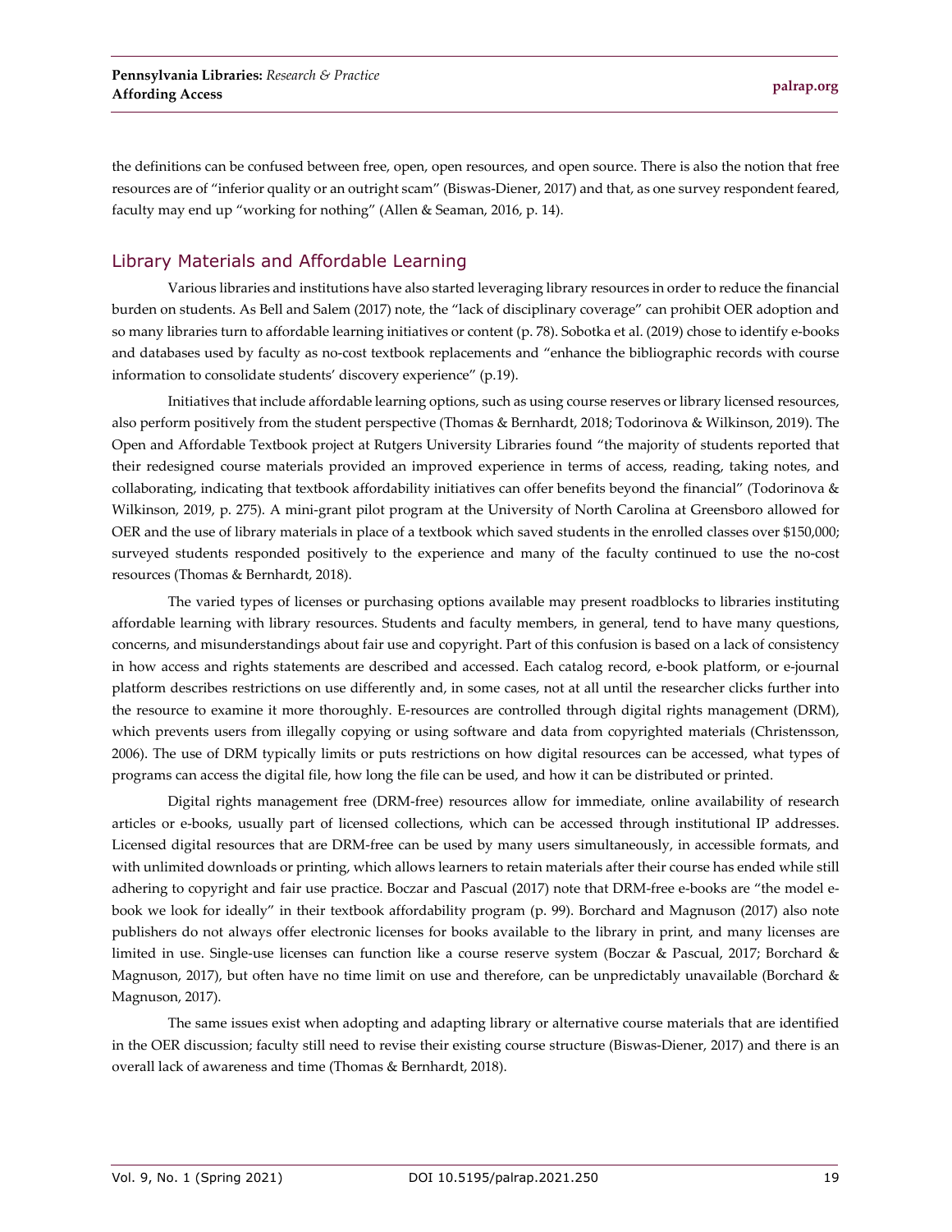the definitions can be confused between free, open, open resources, and open source. There is also the notion that free resources are of "inferior quality or an outright scam" (Biswas-Diener, 2017) and that, as one survey respondent feared, faculty may end up "working for nothing" (Allen & Seaman, 2016, p. 14).

## Library Materials and Affordable Learning

Various libraries and institutions have also started leveraging library resources in order to reduce the financial burden on students. As Bell and Salem (2017) note, the "lack of disciplinary coverage" can prohibit OER adoption and so many libraries turn to affordable learning initiatives or content (p. 78). Sobotka et al. (2019) chose to identify e-books and databases used by faculty as no-cost textbook replacements and "enhance the bibliographic records with course information to consolidate students' discovery experience" (p.19).

Initiatives that include affordable learning options, such as using course reserves or library licensed resources, also perform positively from the student perspective (Thomas & Bernhardt, 2018; Todorinova & Wilkinson, 2019). The Open and Affordable Textbook project at Rutgers University Libraries found "the majority of students reported that their redesigned course materials provided an improved experience in terms of access, reading, taking notes, and collaborating, indicating that textbook affordability initiatives can offer benefits beyond the financial" (Todorinova & Wilkinson, 2019, p. 275). A mini-grant pilot program at the University of North Carolina at Greensboro allowed for OER and the use of library materials in place of a textbook which saved students in the enrolled classes over $150,000; surveyed students responded positively to the experience and many of the faculty continued to use the no-cost resources (Thomas & Bernhardt, 2018).

The varied types of licenses or purchasing options available may present roadblocks to libraries instituting affordable learning with library resources. Students and faculty members, in general, tend to have many questions, concerns, and misunderstandings about fair use and copyright. Part of this confusion is based on a lack of consistency in how access and rights statements are described and accessed. Each catalog record, e-book platform, or e-journal platform describes restrictions on use differently and, in some cases, not at all until the researcher clicks further into the resource to examine it more thoroughly. E-resources are controlled through digital rights management (DRM), which prevents users from illegally copying or using software and data from copyrighted materials (Christensson, 2006). The use of DRM typically limits or puts restrictions on how digital resources can be accessed, what types of programs can access the digital file, how long the file can be used, and how it can be distributed or printed.

Digital rights management free (DRM-free) resources allow for immediate, online availability of research articles or e-books, usually part of licensed collections, which can be accessed through institutional IP addresses. Licensed digital resources that are DRM-free can be used by many users simultaneously, in accessible formats, and with unlimited downloads or printing, which allows learners to retain materials after their course has ended while still adhering to copyright and fair use practice. Boczar and Pascual (2017) note that DRM-free e-books are "the model e-book we look for ideally" in their textbook affordability program (p. 99). Borchard and Magnuson (2017) also note publishers do not always offer electronic licenses for books available to the library in print, and many licenses are limited in use. Single-use licenses can function like a course reserve system (Boczar & Pascual, 2017; Borchard & Magnuson, 2017), but often have no time limit on use and therefore, can be unpredictably unavailable (Borchard & Magnuson, 2017).

The same issues exist when adopting and adapting library or alternative course materials that are identified in the OER discussion; faculty still need to revise their existing course structure (Biswas-Diener, 2017) and there is an overall lack of awareness and time (Thomas & Bernhardt, 2018).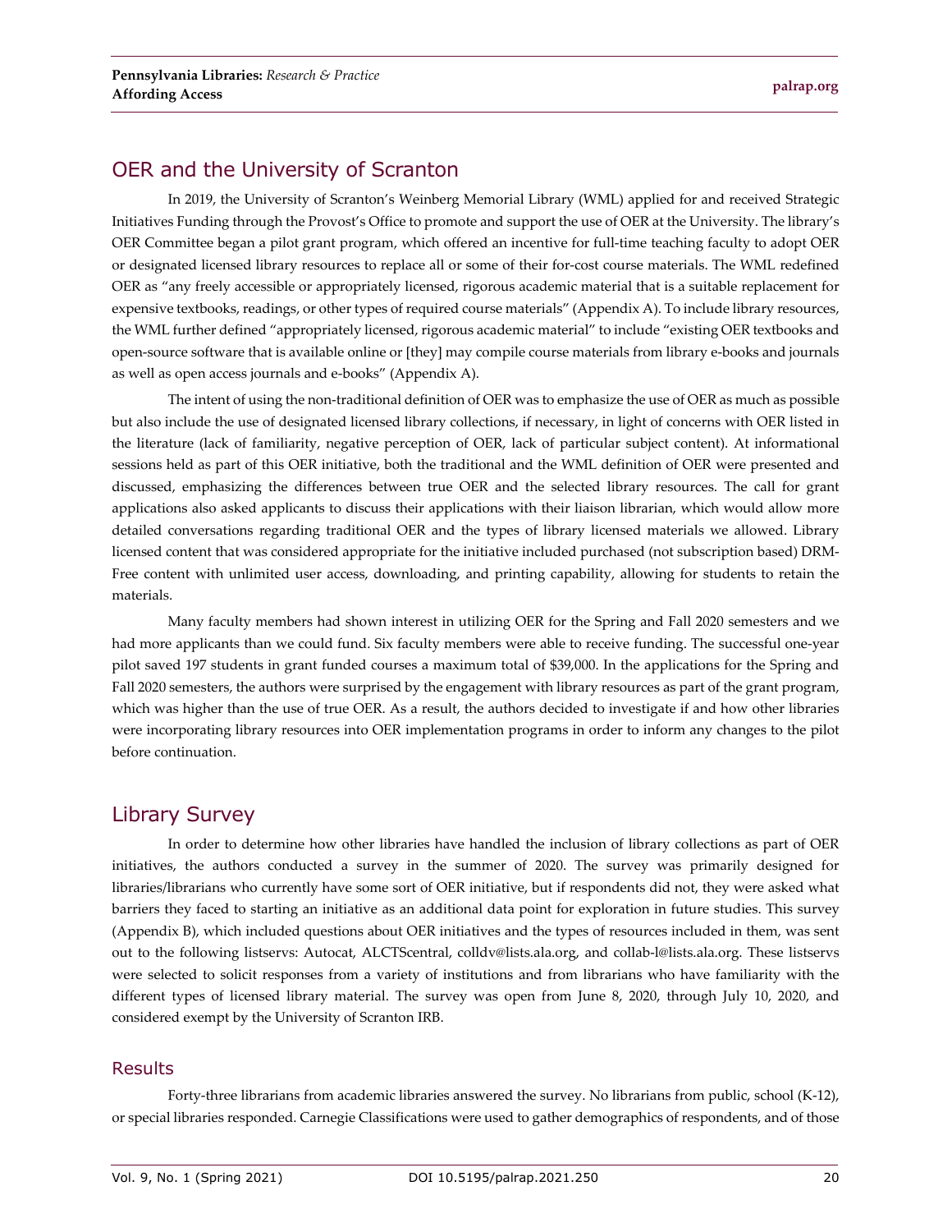## OER and the University of Scranton

In 2019, the University of Scranton's Weinberg Memorial Library (WML) applied for and received Strategic Initiatives Funding through the Provost's Office to promote and support the use of OER at the University. The library's OER Committee began a pilot grant program, which offered an incentive for full-time teaching faculty to adopt OER or designated licensed library resources to replace all or some of their for-cost course materials. The WML redefined OER as "any freely accessible or appropriately licensed, rigorous academic material that is a suitable replacement for expensive textbooks, readings, or other types of required course materials" (Appendix A). To include library resources, the WML further defined "appropriately licensed, rigorous academic material" to include "existing OER textbooks and open-source software that is available online or [they] may compile course materials from library e-books and journals as well as open access journals and e-books" (Appendix A).

The intent of using the non-traditional definition of OER was to emphasize the use of OER as much as possible but also include the use of designated licensed library collections, if necessary, in light of concerns with OER listed in the literature (lack of familiarity, negative perception of OER, lack of particular subject content). At informational sessions held as part of this OER initiative, both the traditional and the WML definition of OER were presented and discussed, emphasizing the differences between true OER and the selected library resources. The call for grant applications also asked applicants to discuss their applications with their liaison librarian, which would allow more detailed conversations regarding traditional OER and the types of library licensed materials we allowed. Library licensed content that was considered appropriate for the initiative included purchased (not subscription based) DRM-Free content with unlimited user access, downloading, and printing capability, allowing for students to retain the materials.

Many faculty members had shown interest in utilizing OER for the Spring and Fall 2020 semesters and we had more applicants than we could fund. Six faculty members were able to receive funding. The successful one-year pilot saved 197 students in grant funded courses a maximum total of $39,000. In the applications for the Spring and Fall 2020 semesters, the authors were surprised by the engagement with library resources as part of the grant program, which was higher than the use of true OER. As a result, the authors decided to investigate if and how other libraries were incorporating library resources into OER implementation programs in order to inform any changes to the pilot before continuation.

## Library Survey

In order to determine how other libraries have handled the inclusion of library collections as part of OER initiatives, the authors conducted a survey in the summer of 2020. The survey was primarily designed for libraries/librarians who currently have some sort of OER initiative, but if respondents did not, they were asked what barriers they faced to starting an initiative as an additional data point for exploration in future studies. This survey (Appendix B), which included questions about OER initiatives and the types of resources included in them, was sent out to the following listservs: Autocat, ALCTScentral, colldv@lists.ala.org, and collab-l@lists.ala.org. These listservs were selected to solicit responses from a variety of institutions and from librarians who have familiarity with the different types of licensed library material. The survey was open from June 8, 2020, through July 10, 2020, and considered exempt by the University of Scranton IRB.

### Results

Forty-three librarians from academic libraries answered the survey. No librarians from public, school (K-12), or special libraries responded. Carnegie Classifications were used to gather demographics of respondents, and of those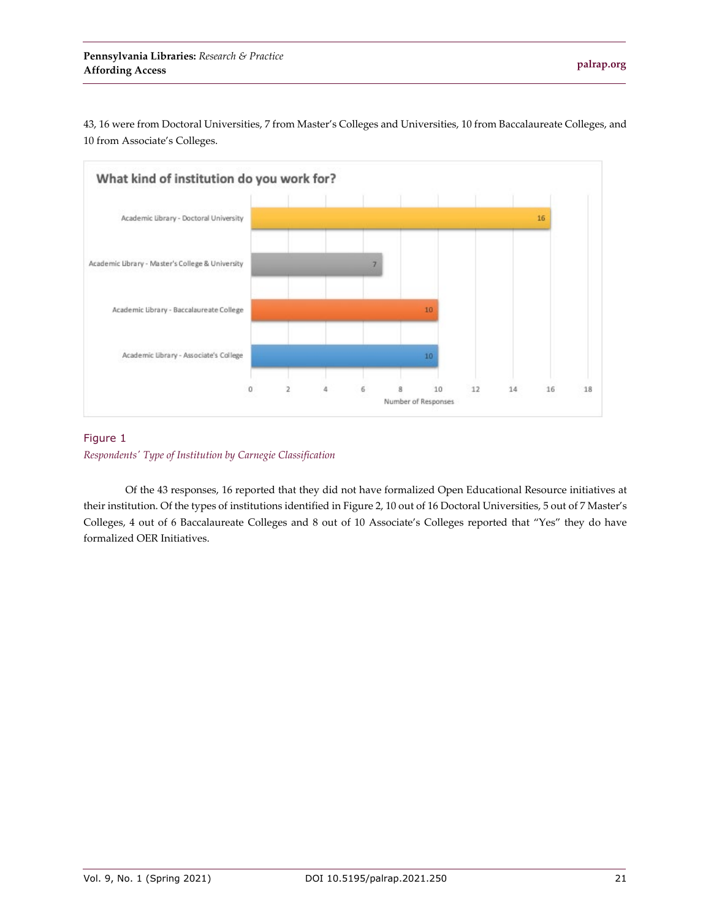43, 16 were from Doctoral Universities, 7 from Master's Colleges and Universities, 10 from Baccalaureate Colleges, and 10 from Associate's Colleges.

What kind of institution do you work for?

Academic Library - Doctoral University 16

Academic Library - Master's College & University 7

Academic Library - Baccalaureate College 10

Academic Library - Associate's College 10

0 2 4 6 8 10 12 14 16 18

Number of Responses

Figure 1

*Respondents' Type of Institution by Carnegie Classification*

Of the 43 responses, 16 reported that they did not have formalized Open Educational Resource initiatives at their institution. Of the types of institutions identified in Figure 2, 10 out of 16 Doctoral Universities, 5 out of 7 Master's Colleges, 4 out of 6 Baccalaureate Colleges and 8 out of 10 Associate's Colleges reported that "Yes" they do have formalized OER Initiatives.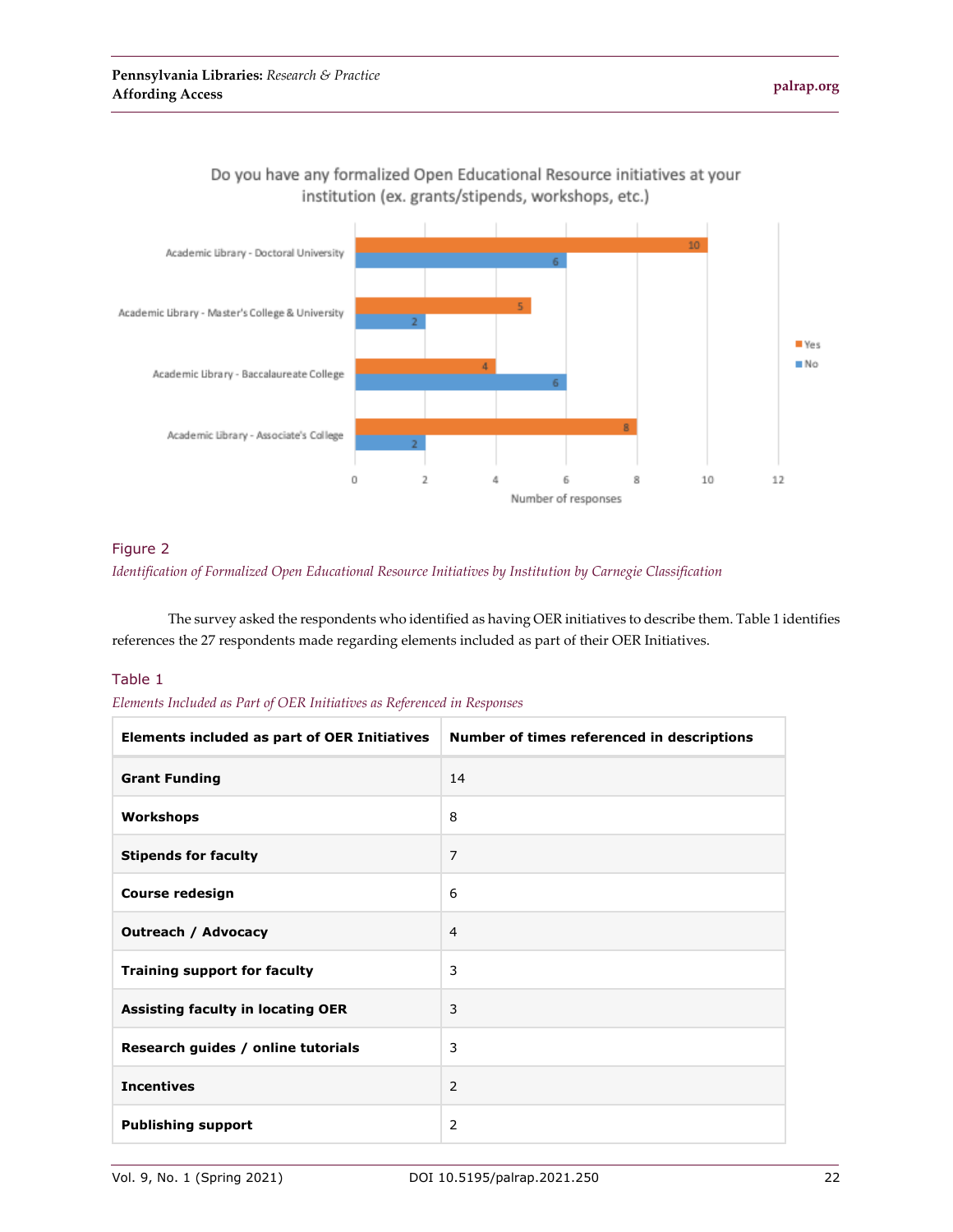Do you have any formalized Open Educational Resource initiatives at your institution (ex. grants/stipends, workshops, etc.)

Academic Library - Doctoral University

10

6

Academic Library - Master's College & University

5

2

Academic Library - Baccalaureate College

4

6

Academic Library - Associate's College

8

2

0 2 4 6 8 10 12

Number of responses

Yes

No

Figure 2

*Identification of Formalized Open Educational Resource Initiatives by Institution by Carnegie Classification*

The survey asked the respondents who identified as having OER initiatives to describe them. Table 1 identifies references the 27 respondents made regarding elements included as part of their OER Initiatives.

Table 1

*Elements Included as Part of OER Initiatives as Referenced in Responses*

| Elements included as part of OER Initiatives | Number of times referenced in descriptions |
|---|---|
| **Grant Funding** | 14 |
| **Workshops** | 8 |
| **Stipends for faculty** | 7 |
| **Course redesign** | 6 |
| **Outreach / Advocacy** | 4 |
| **Training support for faculty** | 3 |
| **Assisting faculty in locating OER** | 3 |
| **Research guides / online tutorials** | 3 |
| **Incentives** | 2 |
| **Publishing support** | 2 |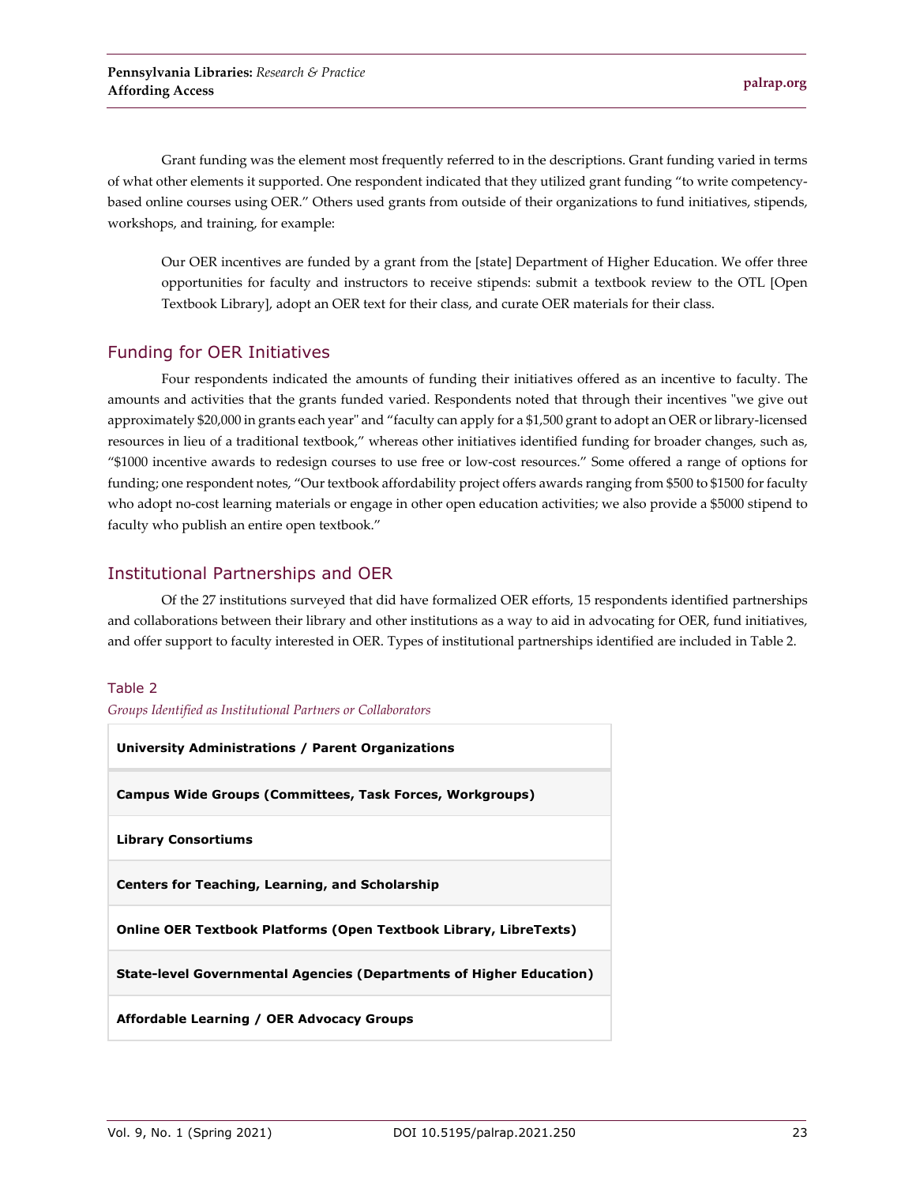Grant funding was the element most frequently referred to in the descriptions. Grant funding varied in terms of what other elements it supported. One respondent indicated that they utilized grant funding "to write competency-based online courses using OER." Others used grants from outside of their organizations to fund initiatives, stipends, workshops, and training, for example:

> Our OER incentives are funded by a grant from the [state] Department of Higher Education. We offer three opportunities for faculty and instructors to receive stipends: submit a textbook review to the OTL [Open Textbook Library], adopt an OER text for their class, and curate OER materials for their class.

## Funding for OER Initiatives

Four respondents indicated the amounts of funding their initiatives offered as an incentive to faculty. The amounts and activities that the grants funded varied. Respondents noted that through their incentives "we give out approximately $20,000 in grants each year" and "faculty can apply for a $1,500 grant to adopt an OER or library-licensed resources in lieu of a traditional textbook," whereas other initiatives identified funding for broader changes, such as, "$1000 incentive awards to redesign courses to use free or low-cost resources." Some offered a range of options for funding; one respondent notes, "Our textbook affordability project offers awards ranging from $500 to $1500 for faculty who adopt no-cost learning materials or engage in other open education activities; we also provide a $5000 stipend to faculty who publish an entire open textbook."

## Institutional Partnerships and OER

Of the 27 institutions surveyed that did have formalized OER efforts, 15 respondents identified partnerships and collaborations between their library and other institutions as a way to aid in advocating for OER, fund initiatives, and offer support to faculty interested in OER. Types of institutional partnerships identified are included in Table 2.

Table 2

*Groups Identified as Institutional Partners or Collaborators*

| |
|---|
| **University Administrations / Parent Organizations** |
| **Campus Wide Groups (Committees, Task Forces, Workgroups)** |
| **Library Consortiums** |
| **Centers for Teaching, Learning, and Scholarship** |
| **Online OER Textbook Platforms (Open Textbook Library, LibreTexts)** |
| **State-level Governmental Agencies (Departments of Higher Education)** |
| **Affordable Learning / OER Advocacy Groups** |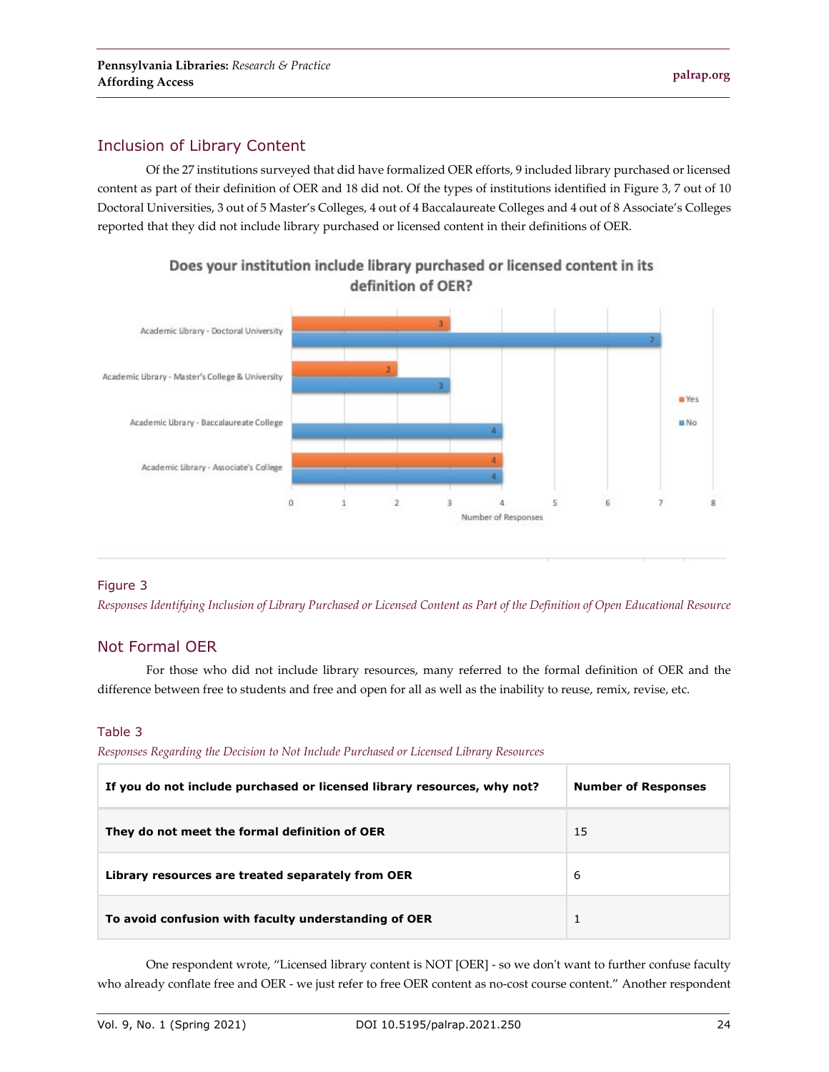## Inclusion of Library Content

Of the 27 institutions surveyed that did have formalized OER efforts, 9 included library purchased or licensed content as part of their definition of OER and 18 did not. Of the types of institutions identified in Figure 3, 7 out of 10 Doctoral Universities, 3 out of 5 Master's Colleges, 4 out of 4 Baccalaureate Colleges and 4 out of 8 Associate's Colleges reported that they did not include library purchased or licensed content in their definitions of OER.

Does your institution include library purchased or licensed content in its definition of OER?

Academic Library - Doctoral University: 3, 7
Academic Library - Master's College & University: 2, 3
Academic Library - Baccalaureate College: 4
Academic Library - Associate's College: 4, 4

0 1 2 3 4 5 6 7 8
Number of Responses

Yes
No

Figure 3

*Responses Identifying Inclusion of Library Purchased or Licensed Content as Part of the Definition of Open Educational Resource*

## Not Formal OER

For those who did not include library resources, many referred to the formal definition of OER and the difference between free to students and free and open for all as well as the inability to reuse, remix, revise, etc.

Table 3

*Responses Regarding the Decision to Not Include Purchased or Licensed Library Resources*

| If you do not include purchased or licensed library resources, why not? | Number of Responses |
|---|---|
| **They do not meet the formal definition of OER** | 15 |
| **Library resources are treated separately from OER** | 6 |
| **To avoid confusion with faculty understanding of OER** | 1 |

One respondent wrote, "Licensed library content is NOT [OER] - so we don't want to further confuse faculty who already conflate free and OER - we just refer to free OER content as no-cost course content." Another respondent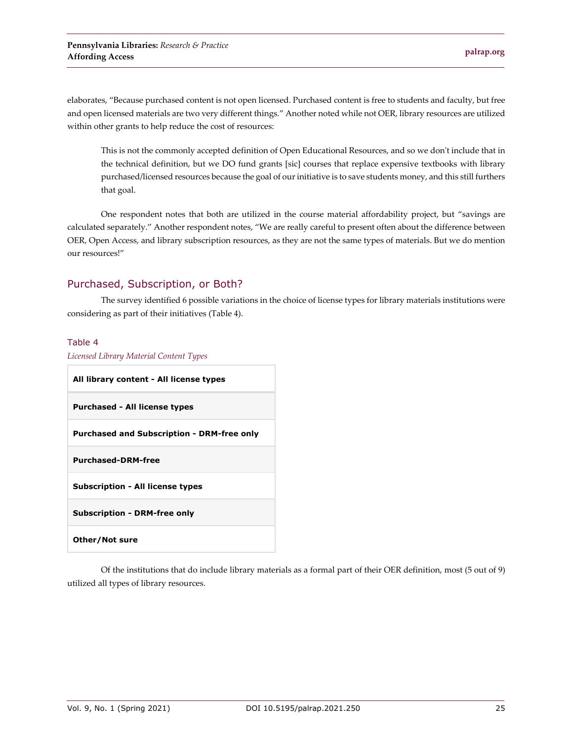elaborates, "Because purchased content is not open licensed. Purchased content is free to students and faculty, but free and open licensed materials are two very different things." Another noted while not OER, library resources are utilized within other grants to help reduce the cost of resources:

> This is not the commonly accepted definition of Open Educational Resources, and so we don't include that in the technical definition, but we DO fund grants [sic] courses that replace expensive textbooks with library purchased/licensed resources because the goal of our initiative is to save students money, and this still furthers that goal.

One respondent notes that both are utilized in the course material affordability project, but "savings are calculated separately." Another respondent notes, "We are really careful to present often about the difference between OER, Open Access, and library subscription resources, as they are not the same types of materials. But we do mention our resources!"

## Purchased, Subscription, or Both?

The survey identified 6 possible variations in the choice of license types for library materials institutions were considering as part of their initiatives (Table 4).

Table 4

*Licensed Library Material Content Types*

| **All library content - All license types** |
| --- |
| **Purchased - All license types** |
| **Purchased and Subscription - DRM-free only** |
| **Purchased-DRM-free** |
| **Subscription - All license types** |
| **Subscription - DRM-free only** |
| **Other/Not sure** |

Of the institutions that do include library materials as a formal part of their OER definition, most (5 out of 9) utilized all types of library resources.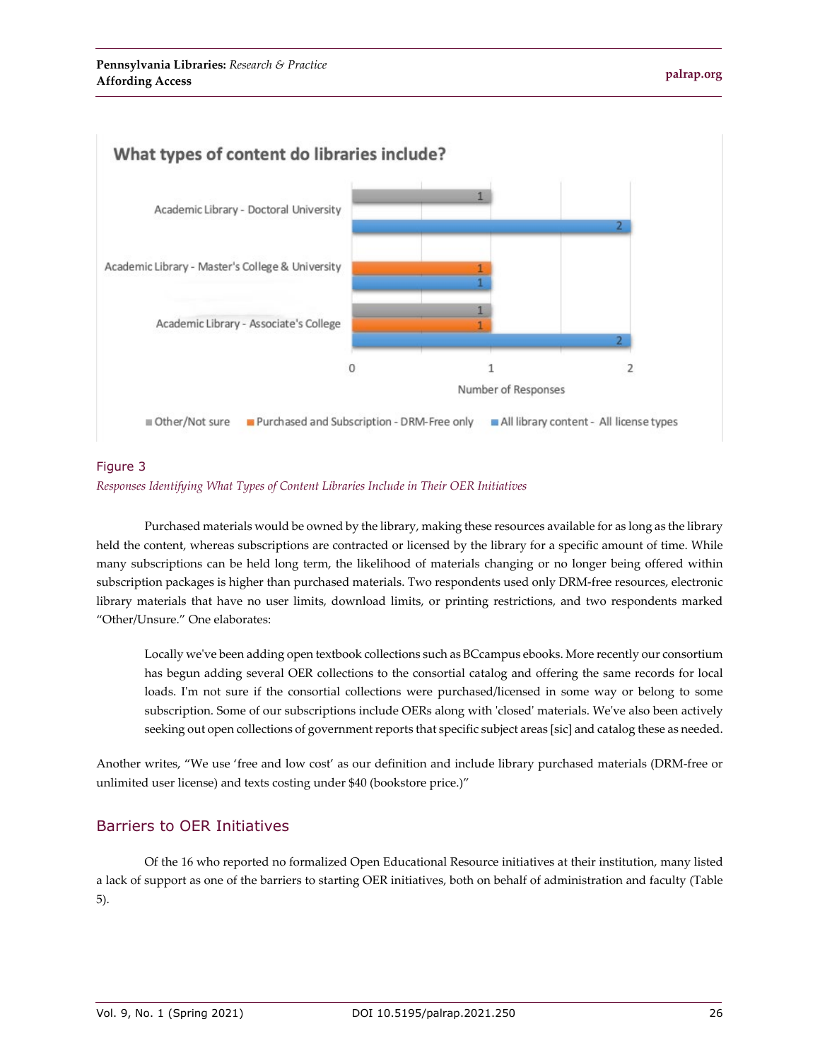Figure 3

*Responses Identifying What Types of Content Libraries Include in Their OER Initiatives*

Purchased materials would be owned by the library, making these resources available for as long as the library held the content, whereas subscriptions are contracted or licensed by the library for a specific amount of time. While many subscriptions can be held long term, the likelihood of materials changing or no longer being offered within subscription packages is higher than purchased materials. Two respondents used only DRM-free resources, electronic library materials that have no user limits, download limits, or printing restrictions, and two respondents marked "Other/Unsure." One elaborates:

> Locally we've been adding open textbook collections such as BCcampus ebooks. More recently our consortium has begun adding several OER collections to the consortial catalog and offering the same records for local loads. I'm not sure if the consortial collections were purchased/licensed in some way or belong to some subscription. Some of our subscriptions include OERs along with 'closed' materials. We've also been actively seeking out open collections of government reports that specific subject areas [sic] and catalog these as needed.

Another writes, "We use 'free and low cost' as our definition and include library purchased materials (DRM-free or unlimited user license) and texts costing under $40 (bookstore price.)"

## Barriers to OER Initiatives

Of the 16 who reported no formalized Open Educational Resource initiatives at their institution, many listed a lack of support as one of the barriers to starting OER initiatives, both on behalf of administration and faculty (Table 5).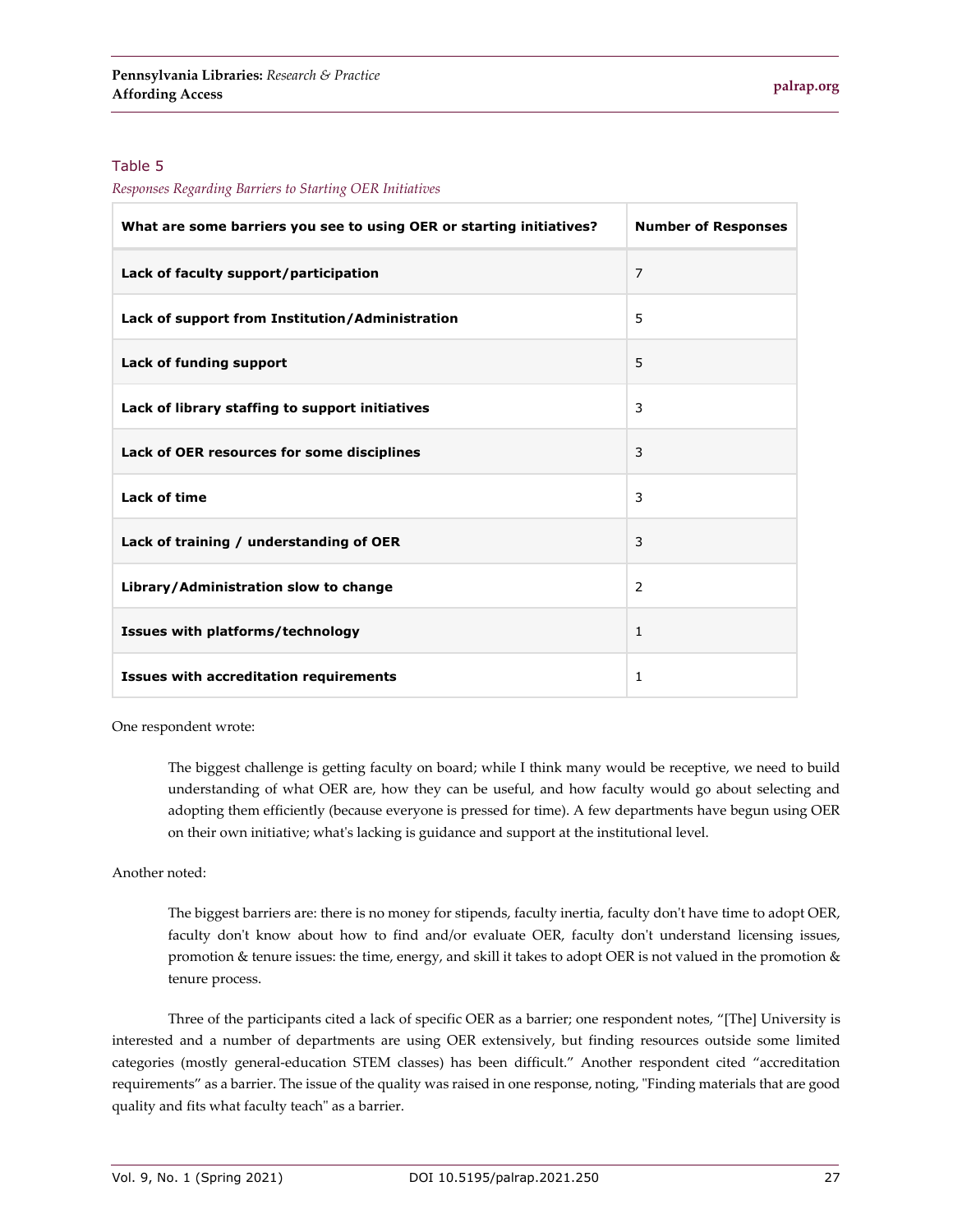Table 5

*Responses Regarding Barriers to Starting OER Initiatives*

| What are some barriers you see to using OER or starting initiatives? | Number of Responses |
|---|---|
| **Lack of faculty support/participation** | 7 |
| **Lack of support from Institution/Administration** | 5 |
| **Lack of funding support** | 5 |
| **Lack of library staffing to support initiatives** | 3 |
| **Lack of OER resources for some disciplines** | 3 |
| **Lack of time** | 3 |
| **Lack of training / understanding of OER** | 3 |
| **Library/Administration slow to change** | 2 |
| **Issues with platforms/technology** | 1 |
| **Issues with accreditation requirements** | 1 |

One respondent wrote:

> The biggest challenge is getting faculty on board; while I think many would be receptive, we need to build understanding of what OER are, how they can be useful, and how faculty would go about selecting and adopting them efficiently (because everyone is pressed for time). A few departments have begun using OER on their own initiative; what's lacking is guidance and support at the institutional level.

Another noted:

> The biggest barriers are: there is no money for stipends, faculty inertia, faculty don't have time to adopt OER, faculty don't know about how to find and/or evaluate OER, faculty don't understand licensing issues, promotion & tenure issues: the time, energy, and skill it takes to adopt OER is not valued in the promotion & tenure process.

Three of the participants cited a lack of specific OER as a barrier; one respondent notes, "[The] University is interested and a number of departments are using OER extensively, but finding resources outside some limited categories (mostly general-education STEM classes) has been difficult." Another respondent cited "accreditation requirements" as a barrier. The issue of the quality was raised in one response, noting, "Finding materials that are good quality and fits what faculty teach" as a barrier.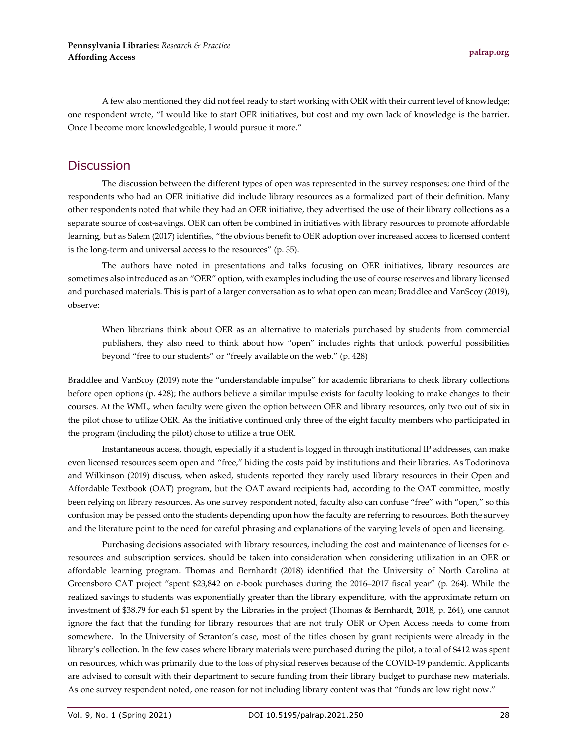A few also mentioned they did not feel ready to start working with OER with their current level of knowledge; one respondent wrote, "I would like to start OER initiatives, but cost and my own lack of knowledge is the barrier. Once I become more knowledgeable, I would pursue it more."

## Discussion

The discussion between the different types of open was represented in the survey responses; one third of the respondents who had an OER initiative did include library resources as a formalized part of their definition. Many other respondents noted that while they had an OER initiative, they advertised the use of their library collections as a separate source of cost-savings. OER can often be combined in initiatives with library resources to promote affordable learning, but as Salem (2017) identifies, "the obvious benefit to OER adoption over increased access to licensed content is the long-term and universal access to the resources" (p. 35).

The authors have noted in presentations and talks focusing on OER initiatives, library resources are sometimes also introduced as an "OER" option, with examples including the use of course reserves and library licensed and purchased materials. This is part of a larger conversation as to what open can mean; Braddlee and VanScoy (2019), observe:

> When librarians think about OER as an alternative to materials purchased by students from commercial publishers, they also need to think about how "open" includes rights that unlock powerful possibilities beyond "free to our students" or "freely available on the web." (p. 428)

Braddlee and VanScoy (2019) note the "understandable impulse" for academic librarians to check library collections before open options (p. 428); the authors believe a similar impulse exists for faculty looking to make changes to their courses. At the WML, when faculty were given the option between OER and library resources, only two out of six in the pilot chose to utilize OER. As the initiative continued only three of the eight faculty members who participated in the program (including the pilot) chose to utilize a true OER.

Instantaneous access, though, especially if a student is logged in through institutional IP addresses, can make even licensed resources seem open and "free," hiding the costs paid by institutions and their libraries. As Todorinova and Wilkinson (2019) discuss, when asked, students reported they rarely used library resources in their Open and Affordable Textbook (OAT) program, but the OAT award recipients had, according to the OAT committee, mostly been relying on library resources. As one survey respondent noted, faculty also can confuse "free" with "open," so this confusion may be passed onto the students depending upon how the faculty are referring to resources. Both the survey and the literature point to the need for careful phrasing and explanations of the varying levels of open and licensing.

Purchasing decisions associated with library resources, including the cost and maintenance of licenses for e-resources and subscription services, should be taken into consideration when considering utilization in an OER or affordable learning program. Thomas and Bernhardt (2018) identified that the University of North Carolina at Greensboro CAT project "spent $23,842 on e-book purchases during the 2016–2017 fiscal year" (p. 264). While the realized savings to students was exponentially greater than the library expenditure, with the approximate return on investment of $38.79 for each $1 spent by the Libraries in the project (Thomas & Bernhardt, 2018, p. 264), one cannot ignore the fact that the funding for library resources that are not truly OER or Open Access needs to come from somewhere. In the University of Scranton's case, most of the titles chosen by grant recipients were already in the library's collection. In the few cases where library materials were purchased during the pilot, a total of $412 was spent on resources, which was primarily due to the loss of physical reserves because of the COVID-19 pandemic. Applicants are advised to consult with their department to secure funding from their library budget to purchase new materials. As one survey respondent noted, one reason for not including library content was that "funds are low right now."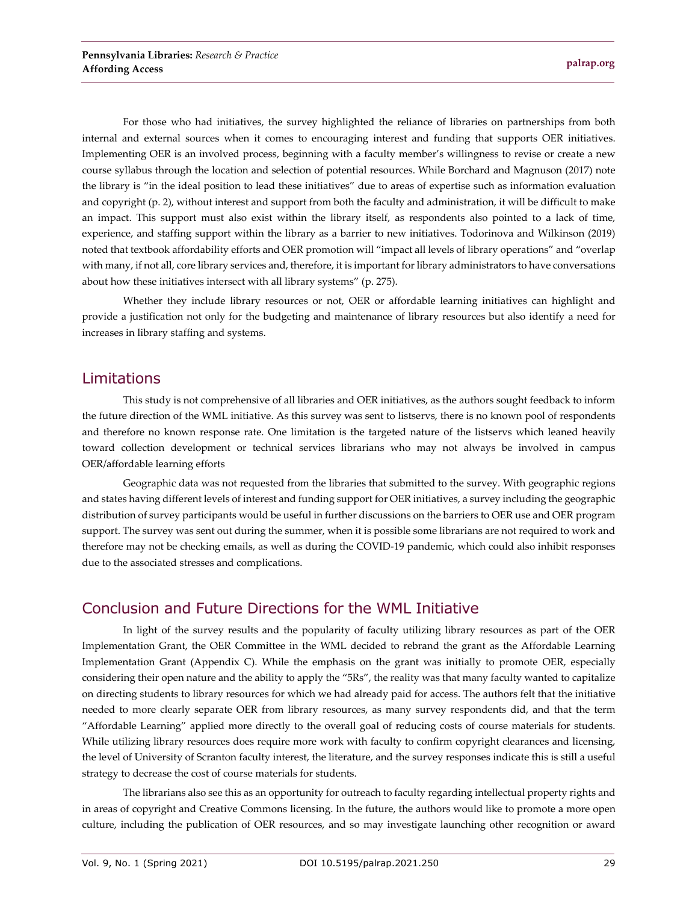For those who had initiatives, the survey highlighted the reliance of libraries on partnerships from both internal and external sources when it comes to encouraging interest and funding that supports OER initiatives. Implementing OER is an involved process, beginning with a faculty member's willingness to revise or create a new course syllabus through the location and selection of potential resources. While Borchard and Magnuson (2017) note the library is "in the ideal position to lead these initiatives" due to areas of expertise such as information evaluation and copyright (p. 2), without interest and support from both the faculty and administration, it will be difficult to make an impact. This support must also exist within the library itself, as respondents also pointed to a lack of time, experience, and staffing support within the library as a barrier to new initiatives. Todorinova and Wilkinson (2019) noted that textbook affordability efforts and OER promotion will "impact all levels of library operations" and "overlap with many, if not all, core library services and, therefore, it is important for library administrators to have conversations about how these initiatives intersect with all library systems" (p. 275).

Whether they include library resources or not, OER or affordable learning initiatives can highlight and provide a justification not only for the budgeting and maintenance of library resources but also identify a need for increases in library staffing and systems.

## Limitations

This study is not comprehensive of all libraries and OER initiatives, as the authors sought feedback to inform the future direction of the WML initiative. As this survey was sent to listservs, there is no known pool of respondents and therefore no known response rate. One limitation is the targeted nature of the listservs which leaned heavily toward collection development or technical services librarians who may not always be involved in campus OER/affordable learning efforts

Geographic data was not requested from the libraries that submitted to the survey. With geographic regions and states having different levels of interest and funding support for OER initiatives, a survey including the geographic distribution of survey participants would be useful in further discussions on the barriers to OER use and OER program support. The survey was sent out during the summer, when it is possible some librarians are not required to work and therefore may not be checking emails, as well as during the COVID-19 pandemic, which could also inhibit responses due to the associated stresses and complications.

## Conclusion and Future Directions for the WML Initiative

In light of the survey results and the popularity of faculty utilizing library resources as part of the OER Implementation Grant, the OER Committee in the WML decided to rebrand the grant as the Affordable Learning Implementation Grant (Appendix C). While the emphasis on the grant was initially to promote OER, especially considering their open nature and the ability to apply the "5Rs", the reality was that many faculty wanted to capitalize on directing students to library resources for which we had already paid for access. The authors felt that the initiative needed to more clearly separate OER from library resources, as many survey respondents did, and that the term "Affordable Learning" applied more directly to the overall goal of reducing costs of course materials for students. While utilizing library resources does require more work with faculty to confirm copyright clearances and licensing, the level of University of Scranton faculty interest, the literature, and the survey responses indicate this is still a useful strategy to decrease the cost of course materials for students.

The librarians also see this as an opportunity for outreach to faculty regarding intellectual property rights and in areas of copyright and Creative Commons licensing. In the future, the authors would like to promote a more open culture, including the publication of OER resources, and so may investigate launching other recognition or award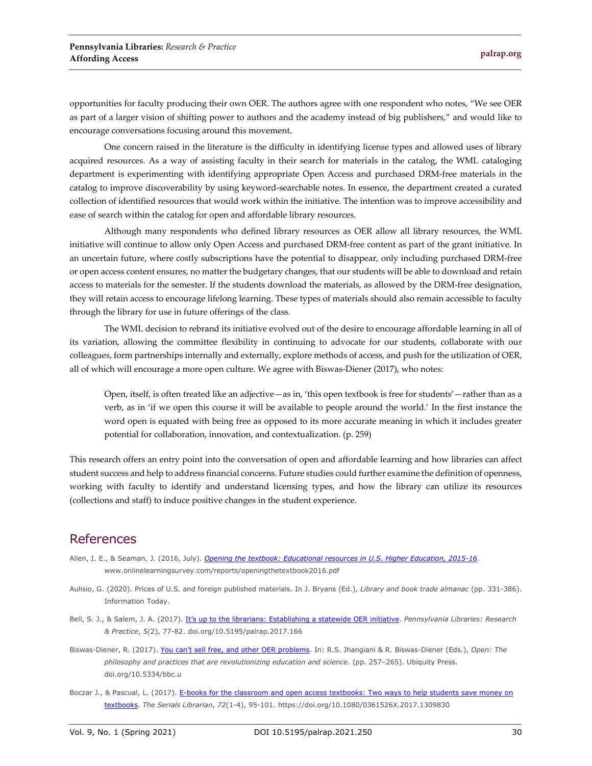opportunities for faculty producing their own OER. The authors agree with one respondent who notes, "We see OER as part of a larger vision of shifting power to authors and the academy instead of big publishers," and would like to encourage conversations focusing around this movement.

One concern raised in the literature is the difficulty in identifying license types and allowed uses of library acquired resources. As a way of assisting faculty in their search for materials in the catalog, the WML cataloging department is experimenting with identifying appropriate Open Access and purchased DRM-free materials in the catalog to improve discoverability by using keyword-searchable notes. In essence, the department created a curated collection of identified resources that would work within the initiative. The intention was to improve accessibility and ease of search within the catalog for open and affordable library resources.

Although many respondents who defined library resources as OER allow all library resources, the WML initiative will continue to allow only Open Access and purchased DRM-free content as part of the grant initiative. In an uncertain future, where costly subscriptions have the potential to disappear, only including purchased DRM-free or open access content ensures, no matter the budgetary changes, that our students will be able to download and retain access to materials for the semester. If the students download the materials, as allowed by the DRM-free designation, they will retain access to encourage lifelong learning. These types of materials should also remain accessible to faculty through the library for use in future offerings of the class.

The WML decision to rebrand its initiative evolved out of the desire to encourage affordable learning in all of its variation, allowing the committee flexibility in continuing to advocate for our students, collaborate with our colleagues, form partnerships internally and externally, explore methods of access, and push for the utilization of OER, all of which will encourage a more open culture. We agree with Biswas-Diener (2017), who notes:

> Open, itself, is often treated like an adjective—as in, 'this open textbook is free for students'—rather than as a verb, as in 'if we open this course it will be available to people around the world.' In the first instance the word open is equated with being free as opposed to its more accurate meaning in which it includes greater potential for collaboration, innovation, and contextualization. (p. 259)

This research offers an entry point into the conversation of open and affordable learning and how libraries can affect student success and help to address financial concerns. Future studies could further examine the definition of openness, working with faculty to identify and understand licensing types, and how the library can utilize its resources (collections and staff) to induce positive changes in the student experience.

## References

Allen, I. E., & Seaman, J. (2016, July). *Opening the textbook: Educational resources in U.S. Higher Education, 2015-16*. www.onlinelearningsurvey.com/reports/openingthetextbook2016.pdf

Aulisio, G. (2020). Prices of U.S. and foreign published materials. In J. Bryans (Ed.), *Library and book trade almanac* (pp. 331-386). Information Today.

Bell, S. J., & Salem, J. A. (2017). It's up to the librarians: Establishing a statewide OER initiative. *Pennsylvania Libraries: Research & Practice*, *5*(2), 77-82. doi.org/10.5195/palrap.2017.166

Biswas-Diener, R. (2017). You can't sell free, and other OER problems. In: R.S. Jhangiani & R. Biswas-Diener (Eds.), *Open: The philosophy and practices that are revolutionizing education and science*. (pp. 257–265). Ubiquity Press. doi.org/10.5334/bbc.u

Boczar J., & Pascual, L. (2017). E-books for the classroom and open access textbooks: Two ways to help students save money on textbooks. *The Serials Librarian*, *72*(1-4), 95-101. https://doi.org/10.1080/0361526X.2017.1309830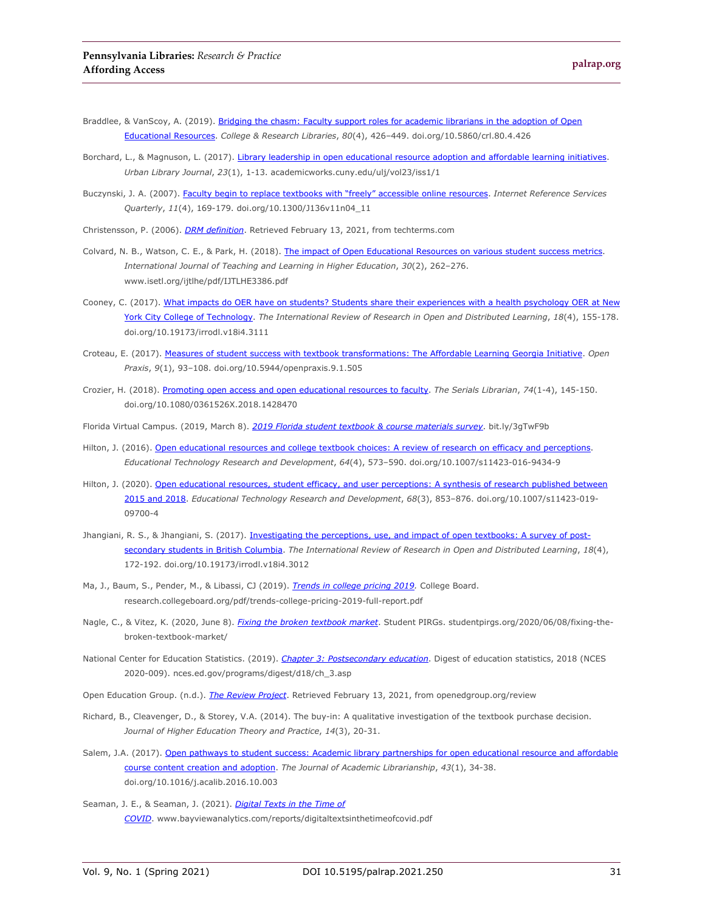Braddlee, & VanScoy, A. (2019). [Bridging the chasm: Faculty support roles for academic librarians in the adoption of Open Educational Resources](). *College & Research Libraries*, *80*(4), 426–449. doi.org/10.5860/crl.80.4.426

Borchard, L., & Magnuson, L. (2017). [Library leadership in open educational resource adoption and affordable learning initiatives](). *Urban Library Journal*, *23*(1), 1-13. academicworks.cuny.edu/ulj/vol23/iss1/1

Buczynski, J. A. (2007). [Faculty begin to replace textbooks with "freely" accessible online resources](). *Internet Reference Services Quarterly*, *11*(4), 169-179. doi.org/10.1300/J136v11n04_11

Christensson, P. (2006). [*DRM definition*](). Retrieved February 13, 2021, from techterms.com

Colvard, N. B., Watson, C. E., & Park, H. (2018). [The impact of Open Educational Resources on various student success metrics](). *International Journal of Teaching and Learning in Higher Education*, *30*(2), 262–276. www.isetl.org/ijtlhe/pdf/IJTLHE3386.pdf

Cooney, C. (2017). [What impacts do OER have on students? Students share their experiences with a health psychology OER at New York City College of Technology](). *The International Review of Research in Open and Distributed Learning*, *18*(4), 155-178. doi.org/10.19173/irrodl.v18i4.3111

Croteau, E. (2017). [Measures of student success with textbook transformations: The Affordable Learning Georgia Initiative](). *Open Praxis*, *9*(1), 93–108. doi.org/10.5944/openpraxis.9.1.505

Crozier, H. (2018). [Promoting open access and open educational resources to faculty](). *The Serials Librarian*, *74*(1-4), 145-150. doi.org/10.1080/0361526X.2018.1428470

Florida Virtual Campus. (2019, March 8). [*2019 Florida student textbook & course materials survey*](). bit.ly/3gTwF9b

Hilton, J. (2016). [Open educational resources and college textbook choices: A review of research on efficacy and perceptions](). *Educational Technology Research and Development*, *64*(4), 573–590. doi.org/10.1007/s11423-016-9434-9

Hilton, J. (2020). [Open educational resources, student efficacy, and user perceptions: A synthesis of research published between 2015 and 2018](). *Educational Technology Research and Development*, *68*(3), 853–876. doi.org/10.1007/s11423-019-09700-4

Jhangiani, R. S., & Jhangiani, S. (2017). [Investigating the perceptions, use, and impact of open textbooks: A survey of post-secondary students in British Columbia](). *The International Review of Research in Open and Distributed Learning*, *18*(4), 172-192. doi.org/10.19173/irrodl.v18i4.3012

Ma, J., Baum, S., Pender, M., & Libassi, CJ (2019). [*Trends in college pricing 2019*](). College Board. research.collegeboard.org/pdf/trends-college-pricing-2019-full-report.pdf

Nagle, C., & Vitez, K. (2020, June 8). [*Fixing the broken textbook market*](). Student PIRGs. studentpirgs.org/2020/06/08/fixing-the-broken-textbook-market/

National Center for Education Statistics. (2019). [*Chapter 3: Postsecondary education*](). Digest of education statistics, 2018 (NCES 2020-009). nces.ed.gov/programs/digest/d18/ch_3.asp

Open Education Group. (n.d.). [*The Review Project*](). Retrieved February 13, 2021, from openedgroup.org/review

Richard, B., Cleavenger, D., & Storey, V.A. (2014). The buy-in: A qualitative investigation of the textbook purchase decision. *Journal of Higher Education Theory and Practice*, *14*(3), 20-31.

Salem, J.A. (2017). [Open pathways to student success: Academic library partnerships for open educational resource and affordable course content creation and adoption](). *The Journal of Academic Librarianship*, *43*(1), 34-38. doi.org/10.1016/j.acalib.2016.10.003

Seaman, J. E., & Seaman, J. (2021). [*Digital Texts in the Time of COVID*](). www.bayviewanalytics.com/reports/digitaltextsinthetimeofcovid.pdf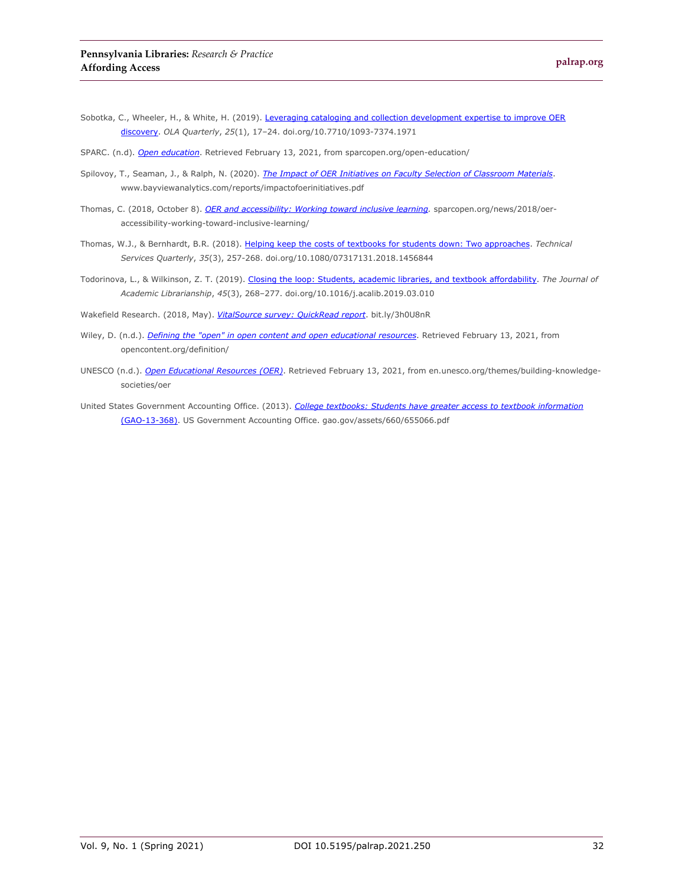Sobotka, C., Wheeler, H., & White, H. (2019). Leveraging cataloging and collection development expertise to improve OER discovery. *OLA Quarterly*, *25*(1), 17–24. doi.org/10.7710/1093-7374.1971

SPARC. (n.d). *Open education*. Retrieved February 13, 2021, from sparcopen.org/open-education/

Spilovoy, T., Seaman, J., & Ralph, N. (2020). *The Impact of OER Initiatives on Faculty Selection of Classroom Materials*. www.bayviewanalytics.com/reports/impactofoerinitiatives.pdf

Thomas, C. (2018, October 8). *OER and accessibility: Working toward inclusive learning.* sparcopen.org/news/2018/oer-accessibility-working-toward-inclusive-learning/

Thomas, W.J., & Bernhardt, B.R. (2018). Helping keep the costs of textbooks for students down: Two approaches. *Technical Services Quarterly*, *35*(3), 257-268. doi.org/10.1080/07317131.2018.1456844

Todorinova, L., & Wilkinson, Z. T. (2019). Closing the loop: Students, academic libraries, and textbook affordability. *The Journal of Academic Librarianship*, *45*(3), 268–277. doi.org/10.1016/j.acalib.2019.03.010

Wakefield Research. (2018, May). *VitalSource survey: QuickRead report*. bit.ly/3h0U8nR

Wiley, D. (n.d.). *Defining the "open" in open content and open educational resources*. Retrieved February 13, 2021, from opencontent.org/definition/

UNESCO (n.d.). *Open Educational Resources (OER)*. Retrieved February 13, 2021, from en.unesco.org/themes/building-knowledge-societies/oer

United States Government Accounting Office. (2013). *College textbooks: Students have greater access to textbook information* (GAO-13-368). US Government Accounting Office. gao.gov/assets/660/655066.pdf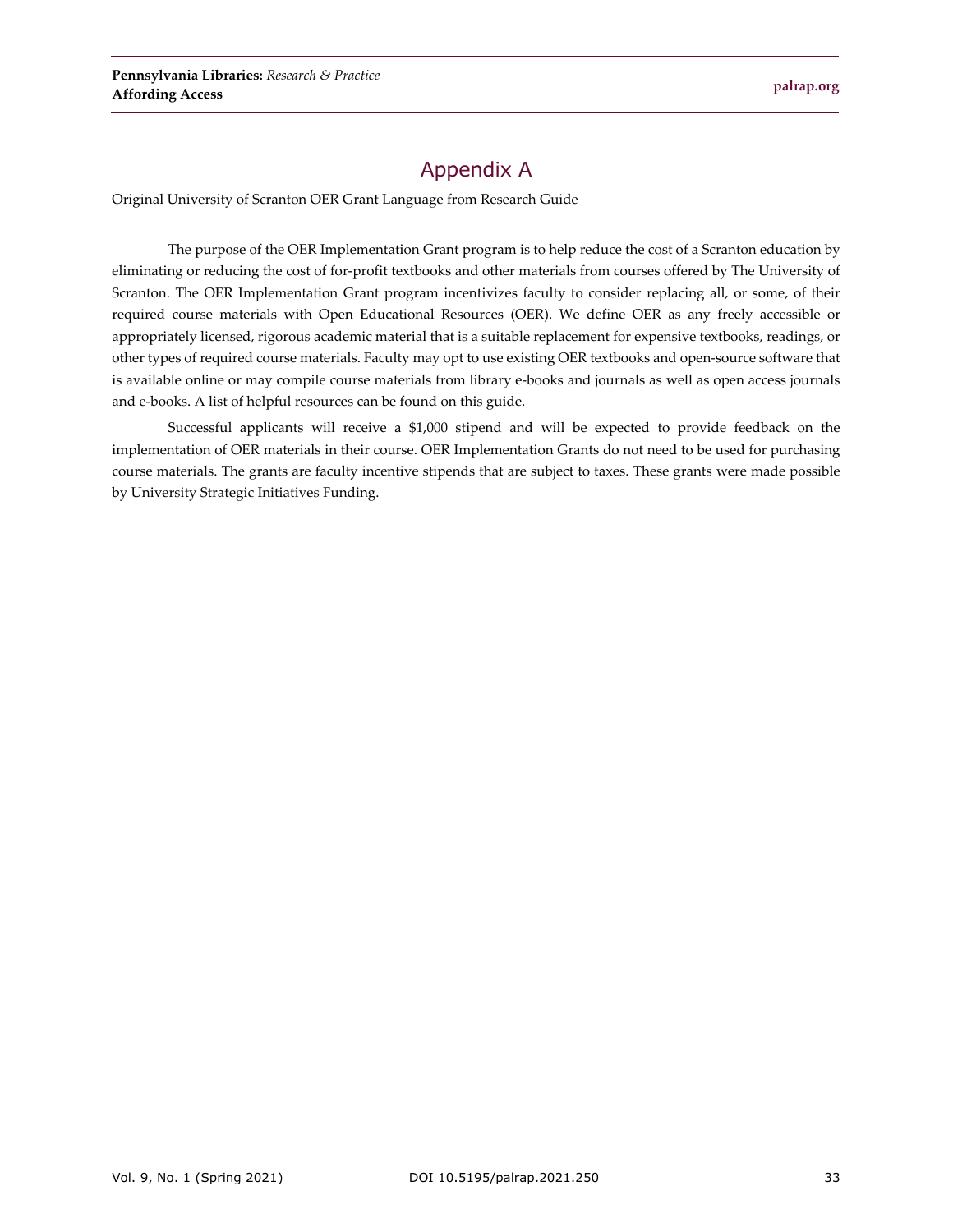# Appendix A

Original University of Scranton OER Grant Language from Research Guide

The purpose of the OER Implementation Grant program is to help reduce the cost of a Scranton education by eliminating or reducing the cost of for-profit textbooks and other materials from courses offered by The University of Scranton. The OER Implementation Grant program incentivizes faculty to consider replacing all, or some, of their required course materials with Open Educational Resources (OER). We define OER as any freely accessible or appropriately licensed, rigorous academic material that is a suitable replacement for expensive textbooks, readings, or other types of required course materials. Faculty may opt to use existing OER textbooks and open-source software that is available online or may compile course materials from library e-books and journals as well as open access journals and e-books. A list of helpful resources can be found on this guide.

Successful applicants will receive a $1,000 stipend and will be expected to provide feedback on the implementation of OER materials in their course. OER Implementation Grants do not need to be used for purchasing course materials. The grants are faculty incentive stipends that are subject to taxes. These grants were made possible by University Strategic Initiatives Funding.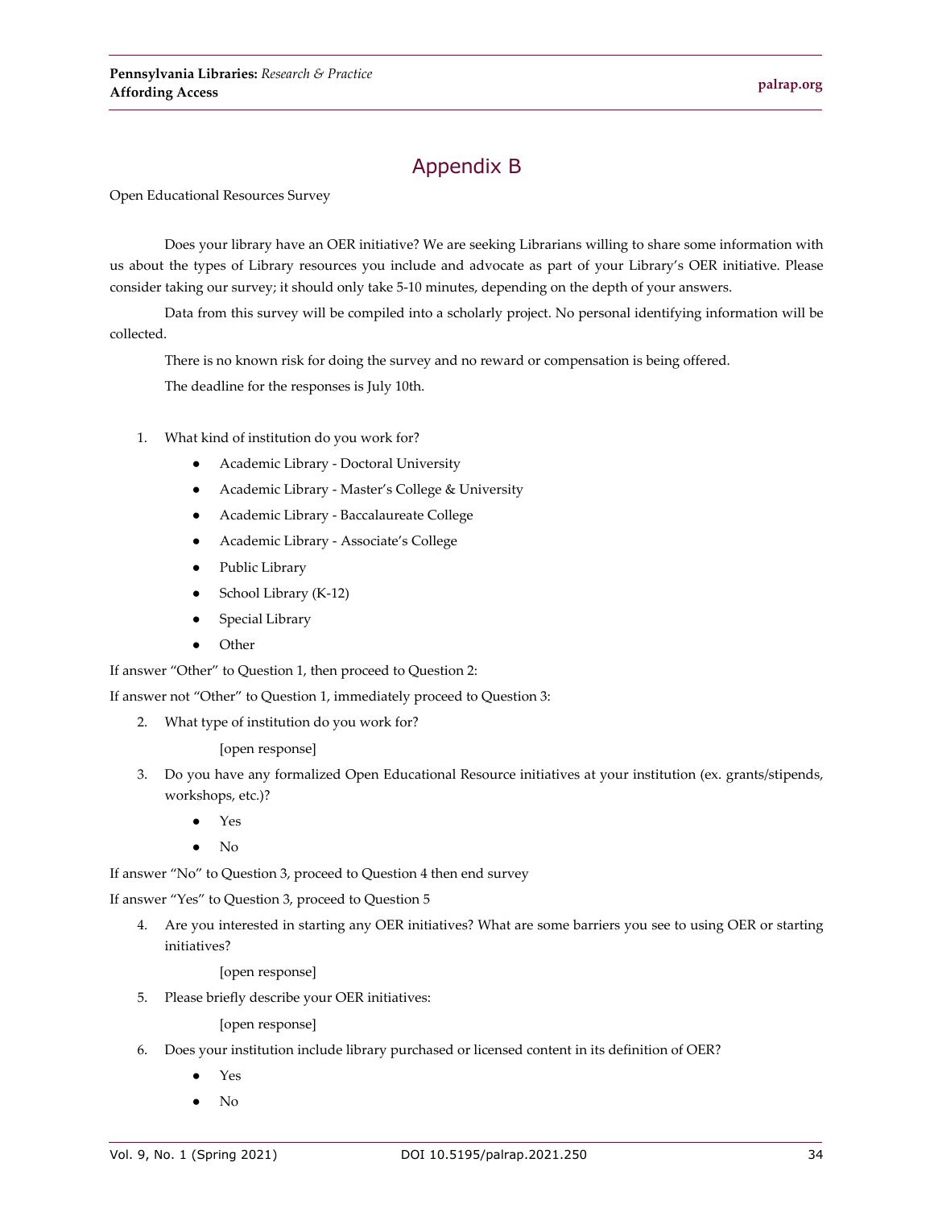# Appendix B

Open Educational Resources Survey

Does your library have an OER initiative? We are seeking Librarians willing to share some information with us about the types of Library resources you include and advocate as part of your Library's OER initiative. Please consider taking our survey; it should only take 5-10 minutes, depending on the depth of your answers.

Data from this survey will be compiled into a scholarly project. No personal identifying information will be collected.

There is no known risk for doing the survey and no reward or compensation is being offered.

The deadline for the responses is July 10th.

1. What kind of institution do you work for?
    - Academic Library - Doctoral University
    - Academic Library - Master's College & University
    - Academic Library - Baccalaureate College
    - Academic Library - Associate's College
    - Public Library
    - School Library (K-12)
    - Special Library
    - Other

If answer "Other" to Question 1, then proceed to Question 2:

If answer not "Other" to Question 1, immediately proceed to Question 3:

2. What type of institution do you work for?

    [open response]

3. Do you have any formalized Open Educational Resource initiatives at your institution (ex. grants/stipends, workshops, etc.)?
    - Yes
    - No

If answer "No" to Question 3, proceed to Question 4 then end survey

If answer "Yes" to Question 3, proceed to Question 5

4. Are you interested in starting any OER initiatives? What are some barriers you see to using OER or starting initiatives?

    [open response]

5. Please briefly describe your OER initiatives:

    [open response]

6. Does your institution include library purchased or licensed content in its definition of OER?
    - Yes
    - No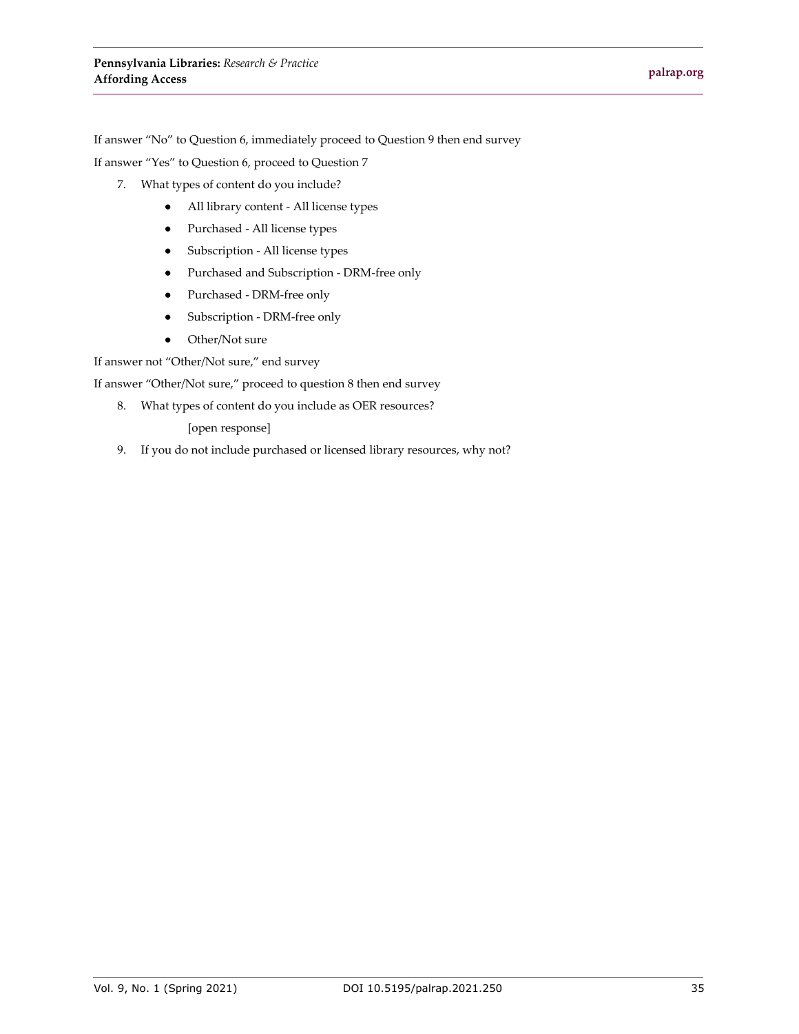If answer "No" to Question 6, immediately proceed to Question 9 then end survey

If answer "Yes" to Question 6, proceed to Question 7

7. What types of content do you include?
    - All library content - All license types
    - Purchased - All license types
    - Subscription - All license types
    - Purchased and Subscription - DRM-free only
    - Purchased - DRM-free only
    - Subscription - DRM-free only
    - Other/Not sure

If answer not "Other/Not sure," end survey

If answer "Other/Not sure," proceed to question 8 then end survey

8. What types of content do you include as OER resources?

    [open response]

9. If you do not include purchased or licensed library resources, why not?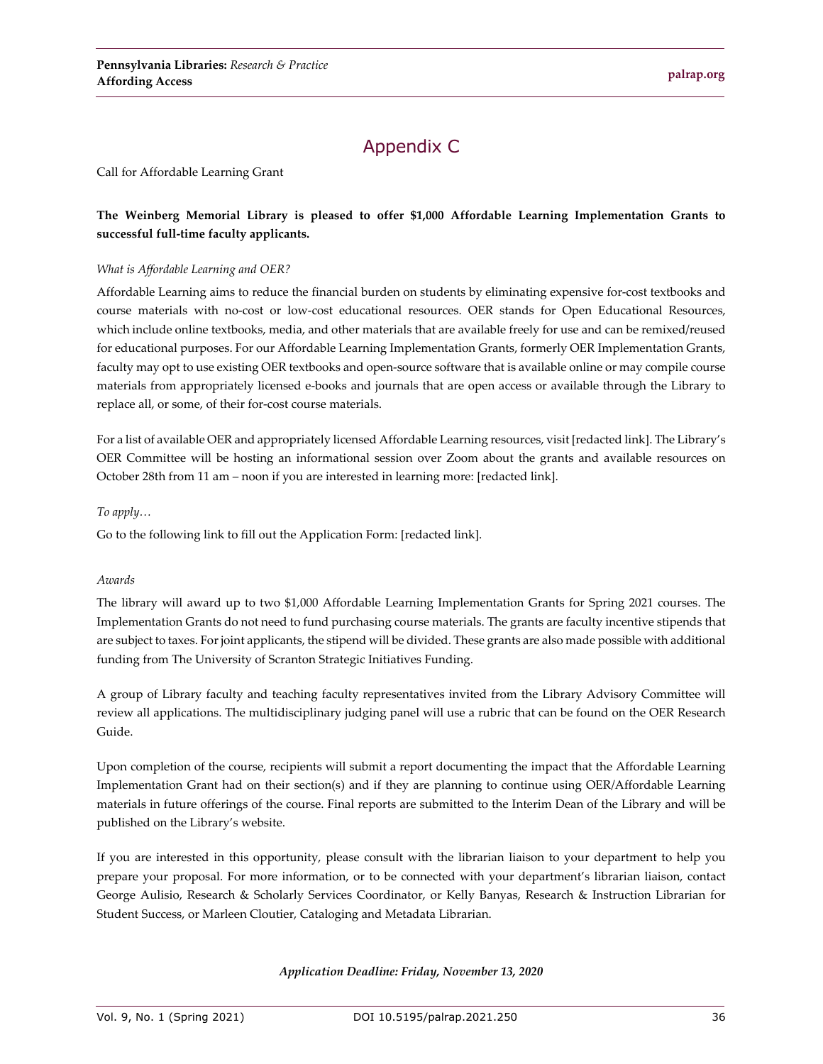# Appendix C

Call for Affordable Learning Grant

**The Weinberg Memorial Library is pleased to offer $1,000 Affordable Learning Implementation Grants to successful full-time faculty applicants.**

*What is Affordable Learning and OER?*

Affordable Learning aims to reduce the financial burden on students by eliminating expensive for-cost textbooks and course materials with no-cost or low-cost educational resources. OER stands for Open Educational Resources, which include online textbooks, media, and other materials that are available freely for use and can be remixed/reused for educational purposes. For our Affordable Learning Implementation Grants, formerly OER Implementation Grants, faculty may opt to use existing OER textbooks and open-source software that is available online or may compile course materials from appropriately licensed e-books and journals that are open access or available through the Library to replace all, or some, of their for-cost course materials.

For a list of available OER and appropriately licensed Affordable Learning resources, visit [redacted link]. The Library's OER Committee will be hosting an informational session over Zoom about the grants and available resources on October 28th from 11 am – noon if you are interested in learning more: [redacted link].

*To apply…*

Go to the following link to fill out the Application Form: [redacted link].

*Awards*

The library will award up to two $1,000 Affordable Learning Implementation Grants for Spring 2021 courses. The Implementation Grants do not need to fund purchasing course materials. The grants are faculty incentive stipends that are subject to taxes. For joint applicants, the stipend will be divided. These grants are also made possible with additional funding from The University of Scranton Strategic Initiatives Funding.

A group of Library faculty and teaching faculty representatives invited from the Library Advisory Committee will review all applications. The multidisciplinary judging panel will use a rubric that can be found on the OER Research Guide.

Upon completion of the course, recipients will submit a report documenting the impact that the Affordable Learning Implementation Grant had on their section(s) and if they are planning to continue using OER/Affordable Learning materials in future offerings of the course. Final reports are submitted to the Interim Dean of the Library and will be published on the Library's website.

If you are interested in this opportunity, please consult with the librarian liaison to your department to help you prepare your proposal. For more information, or to be connected with your department's librarian liaison, contact George Aulisio, Research & Scholarly Services Coordinator, or Kelly Banyas, Research & Instruction Librarian for Student Success, or Marleen Cloutier, Cataloging and Metadata Librarian.

***Application Deadline: Friday, November 13, 2020***